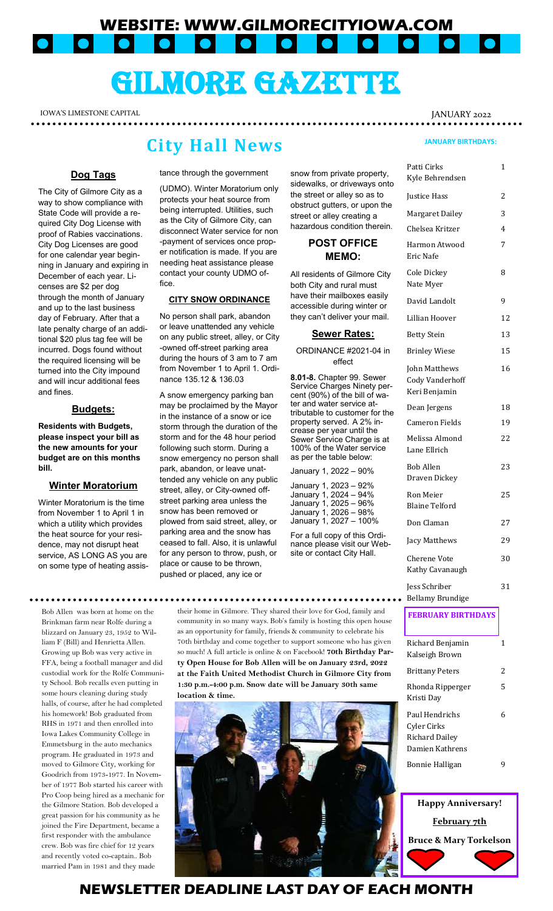# WEBSITE: WWW.GILMORECITYIOWA.COM

# GILMORE GAZETTE

IOWA'S LIMESTONE CAPITAL

JANUARY 2022

## City Hall News

### Dog Tags

The City of Gilmore City as a way to show compliance with State Code will provide a required City Dog License with proof of Rabies vaccinations. City Dog Licenses are good for one calendar year beginning in January and expiring in December of each year. Licenses are $2 per dog through the month of January and up to the last business day of February. After that a late penalty charge of an additional $20 plus tag fee will be incurred. Dogs found without the required licensing will be turned into the City impound and will incur additional fees and fines.

### Budgets:

**Residents with Budgets, please inspect your bill as the new amounts for your budget are on this months bill.**

### Winter Moratorium

Winter Moratorium is the time from November 1 to April 1 in which a utility which provides the heat source for your residence, may not disrupt heat service, AS LONG AS you are on some type of heating assistance through the government (UDMO). Winter Moratorium only protects your heat source from being interrupted. Utilities, such as the City of Gilmore City, can disconnect Water service for non-payment of services once proper notification is made. If you are needing heat assistance please contact your county UDMO office.

### CITY SNOW ORDINANCE

No person shall park, abandon or leave unattended any vehicle on any public street, alley, or City-owned off-street parking area during the hours of 3 am to 7 am from November 1 to April 1. Ordinance 135.12 & 136.03

A snow emergency parking ban may be proclaimed by the Mayor in the instance of a snow or ice storm through the duration of the storm and for the 48 hour period following such storm. During a snow emergency no person shall park, abandon, or leave unattended any vehicle on any public street, alley, or City-owned off-street parking area unless the snow has been removed or plowed from said street, alley, or parking area and the snow has ceased to fall. Also, it is unlawful for any person to throw, push, or place or cause to be thrown, pushed or placed, any ice or snow from private property, sidewalks, or driveways onto the street or alley so as to obstruct gutters, or upon the street or alley creating a hazardous condition therein.

### POST OFFICE MEMO:

All residents of Gilmore City both City and rural must have their mailboxes easily accessible during winter or they can't deliver your mail.

### Sewer Rates:

ORDINANCE #2021-04 in effect

**8.01-8.** Chapter 99. Sewer Service Charges Ninety percent (90%) of the bill of water and water service attributable to customer for the property served. A 2% increase per year until the Sewer Service Charge is at 100% of the Water service as per the table below:

January 1, 2022 – 90%

January 1, 2023 – 92%
January 1, 2024 – 94%
January 1, 2025 – 96%
January 1, 2026 – 98%
January 1, 2027 – 100%

For a full copy of this Ordinance please visit our Website or contact City Hall.

Bob Allen was born at home on the Brinkman farm near Rolfe during a blizzard on January 23, 1952 to William F (Bill) and Henrietta Allen. Growing up Bob was very active in FFA, being a football manager and did custodial work for the Rolfe Community School. Bob recalls even putting in some hours cleaning during study halls, of course, after he had completed his homework! Bob graduated from RHS in 1971 and then enrolled into Iowa Lakes Community College in Emmetsburg in the auto mechanics program. He graduated in 1973 and moved to Gilmore City, working for Goodrich from 1973-1977. In November of 1977 Bob started his career with Pro Coop being hired as a mechanic for the Gilmore Station. Bob developed a great passion for his community as he joined the Fire Department, became a first responder with the ambulance crew. Bob was fire chief for 12 years and recently voted co-captain.. Bob married Pam in 1981 and they made their home in Gilmore. They shared their love for God, family and community in so many ways. Bob's family is hosting this open house as an opportunity for family, friends & community to celebrate his 70th birthday and come together to support someone who has given so much! A full article is online & on Facebook! **70th Birthday Party Open House for Bob Allen will be on January 23rd, 2022 at the Faith United Methodist Church in Gilmore City from 1:30 p.m.-4:00 p.m. Snow date will be January 30th same location & time.**

### JANUARY BIRTHDAYS:

| Name | Day |
|---|---|
| Patti Cirks, Kyle Behrendsen | 1 |
| Justice Hass | 2 |
| Margaret Dailey | 3 |
| Chelsea Kritzer | 4 |
| Harmon Atwood, Eric Nafe | 7 |
| Cole Dickey, Nate Myer | 8 |
| David Landolt | 9 |
| Lillian Hoover | 12 |
| Betty Stein | 13 |
| Brinley Wiese | 15 |
| John Matthews, Cody Vanderhoff, Keri Benjamin | 16 |
| Dean Jergens | 18 |
| Cameron Fields | 19 |
| Melissa Almond, Lane Ellrich | 22 |
| Bob Allen, Draven Dickey | 23 |
| Ron Meier, Blaine Telford | 25 |
| Don Claman | 27 |
| Jacy Matthews | 29 |
| Cherene Vote, Kathy Cavanaugh | 30 |
| Jess Schriber, Bellamy Brundige | 31 |

### FEBRUARY BIRTHDAYS

| Name | Day |
|---|---|
| Richard Benjamin, Kalseigh Brown | 1 |
| Brittany Peters | 2 |
| Rhonda Ripperger, Kristi Day | 5 |
| Paul Hendrichs, Cyler Cirks, Richard Dailey, Damien Kathrens | 6 |
| Bonnie Halligan | 9 |

**Happy Anniversary!**

**February 7th**

**Bruce & Mary Torkelson**

## NEWSLETTER DEADLINE LAST DAY OF EACH MONTH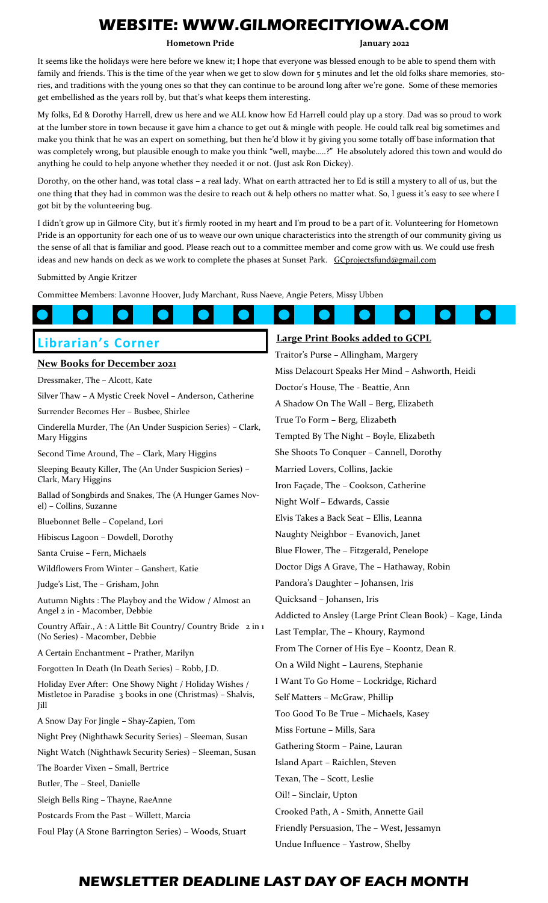# WEBSITE: WWW.GILMORECITYIOWA.COM

**Hometown Pride** **January 2022**

It seems like the holidays were here before we knew it; I hope that everyone was blessed enough to be able to spend them with family and friends. This is the time of the year when we get to slow down for 5 minutes and let the old folks share memories, stories, and traditions with the young ones so that they can continue to be around long after we're gone. Some of these memories get embellished as the years roll by, but that's what keeps them interesting.

My folks, Ed & Dorothy Harrell, drew us here and we ALL know how Ed Harrell could play up a story. Dad was so proud to work at the lumber store in town because it gave him a chance to get out & mingle with people. He could talk real big sometimes and make you think that he was an expert on something, but then he'd blow it by giving you some totally off base information that was completely wrong, but plausible enough to make you think "well, maybe.....?" He absolutely adored this town and would do anything he could to help anyone whether they needed it or not. (Just ask Ron Dickey).

Dorothy, on the other hand, was total class – a real lady. What on earth attracted her to Ed is still a mystery to all of us, but the one thing that they had in common was the desire to reach out & help others no matter what. So, I guess it's easy to see where I got bit by the volunteering bug.

I didn't grow up in Gilmore City, but it's firmly rooted in my heart and I'm proud to be a part of it. Volunteering for Hometown Pride is an opportunity for each one of us to weave our own unique characteristics into the strength of our community giving us the sense of all that is familiar and good. Please reach out to a committee member and come grow with us. We could use fresh ideas and new hands on deck as we work to complete the phases at Sunset Park. GCprojectsfund@gmail.com

Submitted by Angie Kritzer

Committee Members: Lavonne Hoover, Judy Marchant, Russ Naeve, Angie Peters, Missy Ubben

## Librarian's Corner

**New Books for December 2021**

Dressmaker, The – Alcott, Kate

Silver Thaw – A Mystic Creek Novel – Anderson, Catherine

Surrender Becomes Her – Busbee, Shirlee

Cinderella Murder, The (An Under Suspicion Series) – Clark, Mary Higgins

Second Time Around, The – Clark, Mary Higgins

Sleeping Beauty Killer, The (An Under Suspicion Series) – Clark, Mary Higgins

Ballad of Songbirds and Snakes, The (A Hunger Games Novel) – Collins, Suzanne

Bluebonnet Belle – Copeland, Lori

Hibiscus Lagoon – Dowdell, Dorothy

Santa Cruise – Fern, Michaels

Wildflowers From Winter – Ganshert, Katie

Judge's List, The – Grisham, John

Autumn Nights : The Playboy and the Widow / Almost an Angel 2 in - Macomber, Debbie

Country Affair., A : A Little Bit Country/ Country Bride 2 in 1 (No Series) - Macomber, Debbie

A Certain Enchantment – Prather, Marilyn

Forgotten In Death (In Death Series) – Robb, J.D.

Holiday Ever After: One Showy Night / Holiday Wishes / Mistletoe in Paradise 3 books in one (Christmas) – Shalvis, Jill

A Snow Day For Jingle – Shay-Zapien, Tom

Night Prey (Nighthawk Security Series) – Sleeman, Susan

Night Watch (Nighthawk Security Series) – Sleeman, Susan

The Boarder Vixen – Small, Bertrice

Butler, The – Steel, Danielle

Sleigh Bells Ring – Thayne, RaeAnne

Postcards From the Past – Willett, Marcia

Foul Play (A Stone Barrington Series) – Woods, Stuart

**Large Print Books added to GCPL**

Traitor's Purse – Allingham, Margery

Miss Delacourt Speaks Her Mind – Ashworth, Heidi

Doctor's House, The - Beattie, Ann

A Shadow On The Wall – Berg, Elizabeth

True To Form – Berg, Elizabeth

Tempted By The Night – Boyle, Elizabeth

She Shoots To Conquer – Cannell, Dorothy

Married Lovers, Collins, Jackie

Iron Façade, The – Cookson, Catherine

Night Wolf – Edwards, Cassie

Elvis Takes a Back Seat – Ellis, Leanna

Naughty Neighbor – Evanovich, Janet

Blue Flower, The – Fitzgerald, Penelope

Doctor Digs A Grave, The – Hathaway, Robin

Pandora's Daughter – Johansen, Iris

Quicksand – Johansen, Iris

Addicted to Ansley (Large Print Clean Book) – Kage, Linda

Last Templar, The – Khoury, Raymond

From The Corner of His Eye – Koontz, Dean R.

On a Wild Night – Laurens, Stephanie

I Want To Go Home – Lockridge, Richard

Self Matters – McGraw, Phillip

Too Good To Be True – Michaels, Kasey

Miss Fortune – Mills, Sara

Gathering Storm – Paine, Lauran

Island Apart – Raichlen, Steven

Texan, The – Scott, Leslie

Oil! – Sinclair, Upton

Crooked Path, A - Smith, Annette Gail

Friendly Persuasion, The – West, Jessamyn

Undue Influence – Yastrow, Shelby

## NEWSLETTER DEADLINE LAST DAY OF EACH MONTH